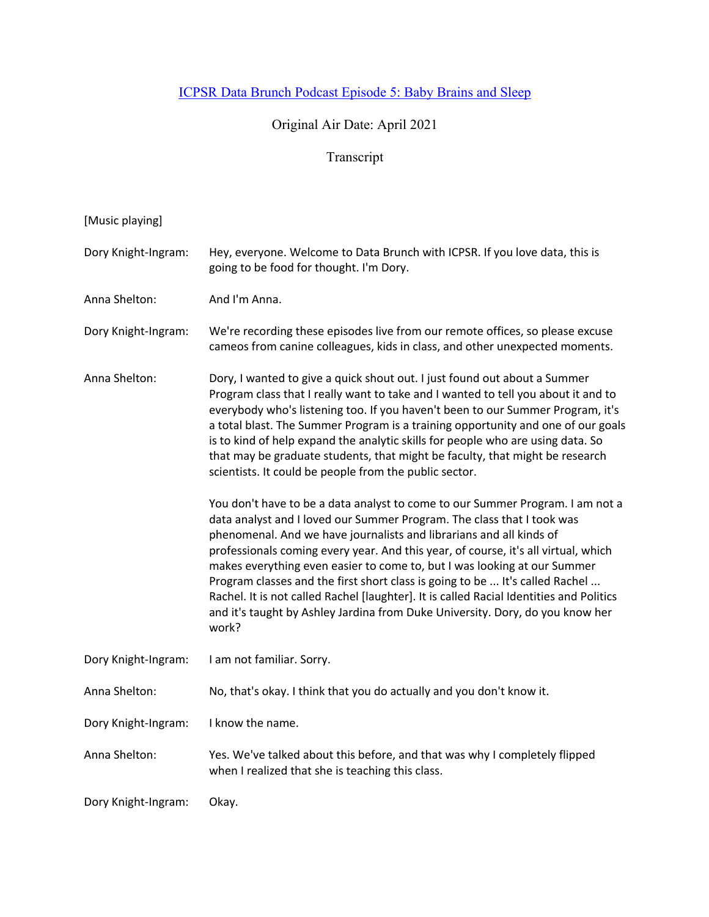# [ICPSR Data Brunch Podcast Episode 5: Baby Brains and Sleep]

Original Air Date: April 2021

Transcript

[Music playing]

**Dory Knight-Ingram:** Hey, everyone. Welcome to Data Brunch with ICPSR. If you love data, this is going to be food for thought. I'm Dory.

**Anna Shelton:** And I'm Anna.

**Dory Knight-Ingram:** We're recording these episodes live from our remote offices, so please excuse cameos from canine colleagues, kids in class, and other unexpected moments.

**Anna Shelton:** Dory, I wanted to give a quick shout out. I just found out about a Summer Program class that I really want to take and I wanted to tell you about it and to everybody who's listening too. If you haven't been to our Summer Program, it's a total blast. The Summer Program is a training opportunity and one of our goals is to kind of help expand the analytic skills for people who are using data. So that may be graduate students, that might be faculty, that might be research scientists. It could be people from the public sector.

You don't have to be a data analyst to come to our Summer Program. I am not a data analyst and I loved our Summer Program. The class that I took was phenomenal. And we have journalists and librarians and all kinds of professionals coming every year. And this year, of course, it's all virtual, which makes everything even easier to come to, but I was looking at our Summer Program classes and the first short class is going to be ... It's called Rachel ... Rachel. It is not called Rachel [laughter]. It is called Racial Identities and Politics and it's taught by Ashley Jardina from Duke University. Dory, do you know her work?

**Dory Knight-Ingram:** I am not familiar. Sorry.

**Anna Shelton:** No, that's okay. I think that you do actually and you don't know it.

**Dory Knight-Ingram:** I know the name.

**Anna Shelton:** Yes. We've talked about this before, and that was why I completely flipped when I realized that she is teaching this class.

**Dory Knight-Ingram:** Okay.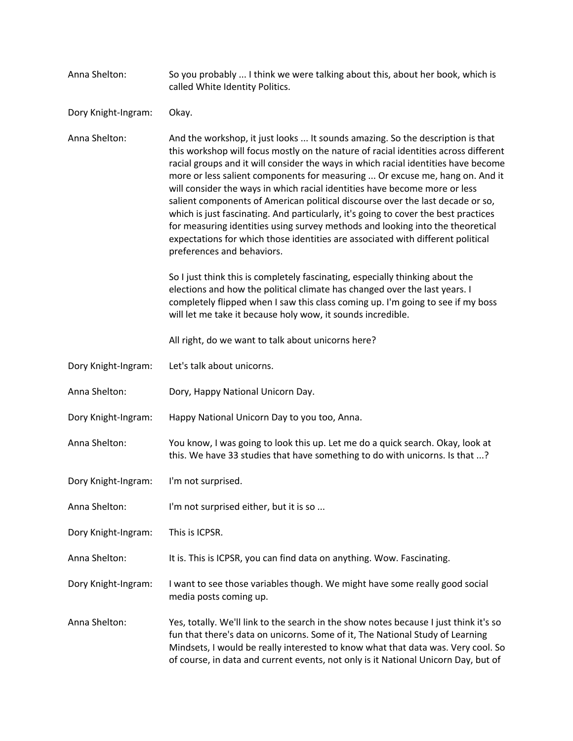Anna Shelton: So you probably ... I think we were talking about this, about her book, which is called White Identity Politics.

Dory Knight-Ingram: Okay.

Anna Shelton: And the workshop, it just looks ... It sounds amazing. So the description is that this workshop will focus mostly on the nature of racial identities across different racial groups and it will consider the ways in which racial identities have become more or less salient components for measuring ... Or excuse me, hang on. And it will consider the ways in which racial identities have become more or less salient components of American political discourse over the last decade or so, which is just fascinating. And particularly, it's going to cover the best practices for measuring identities using survey methods and looking into the theoretical expectations for which those identities are associated with different political preferences and behaviors.

So I just think this is completely fascinating, especially thinking about the elections and how the political climate has changed over the last years. I completely flipped when I saw this class coming up. I'm going to see if my boss will let me take it because holy wow, it sounds incredible.

All right, do we want to talk about unicorns here?

Dory Knight-Ingram: Let's talk about unicorns.

Anna Shelton: Dory, Happy National Unicorn Day.

Dory Knight-Ingram: Happy National Unicorn Day to you too, Anna.

Anna Shelton: You know, I was going to look this up. Let me do a quick search. Okay, look at this. We have 33 studies that have something to do with unicorns. Is that ...?

Dory Knight-Ingram: I'm not surprised.

Anna Shelton: I'm not surprised either, but it is so ...

Dory Knight-Ingram: This is ICPSR.

Anna Shelton: It is. This is ICPSR, you can find data on anything. Wow. Fascinating.

Dory Knight-Ingram: I want to see those variables though. We might have some really good social media posts coming up.

Anna Shelton: Yes, totally. We'll link to the search in the show notes because I just think it's so fun that there's data on unicorns. Some of it, The National Study of Learning Mindsets, I would be really interested to know what that data was. Very cool. So of course, in data and current events, not only is it National Unicorn Day, but of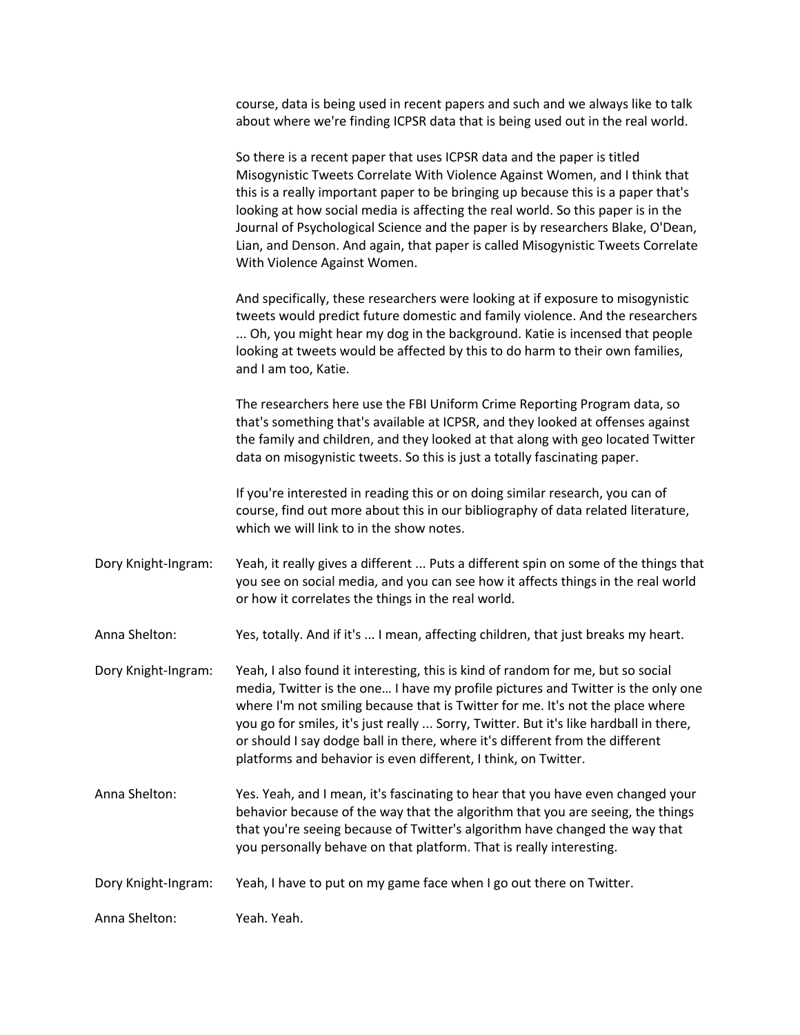course, data is being used in recent papers and such and we always like to talk about where we're finding ICPSR data that is being used out in the real world.

So there is a recent paper that uses ICPSR data and the paper is titled Misogynistic Tweets Correlate With Violence Against Women, and I think that this is a really important paper to be bringing up because this is a paper that's looking at how social media is affecting the real world. So this paper is in the Journal of Psychological Science and the paper is by researchers Blake, O'Dean, Lian, and Denson. And again, that paper is called Misogynistic Tweets Correlate With Violence Against Women.

And specifically, these researchers were looking at if exposure to misogynistic tweets would predict future domestic and family violence. And the researchers ... Oh, you might hear my dog in the background. Katie is incensed that people looking at tweets would be affected by this to do harm to their own families, and I am too, Katie.

The researchers here use the FBI Uniform Crime Reporting Program data, so that's something that's available at ICPSR, and they looked at offenses against the family and children, and they looked at that along with geo located Twitter data on misogynistic tweets. So this is just a totally fascinating paper.

If you're interested in reading this or on doing similar research, you can of course, find out more about this in our bibliography of data related literature, which we will link to in the show notes.

**Dory Knight-Ingram:** Yeah, it really gives a different ... Puts a different spin on some of the things that you see on social media, and you can see how it affects things in the real world or how it correlates the things in the real world.

**Anna Shelton:** Yes, totally. And if it's ... I mean, affecting children, that just breaks my heart.

**Dory Knight-Ingram:** Yeah, I also found it interesting, this is kind of random for me, but so social media, Twitter is the one… I have my profile pictures and Twitter is the only one where I'm not smiling because that is Twitter for me. It's not the place where you go for smiles, it's just really ... Sorry, Twitter. But it's like hardball in there, or should I say dodge ball in there, where it's different from the different platforms and behavior is even different, I think, on Twitter.

**Anna Shelton:** Yes. Yeah, and I mean, it's fascinating to hear that you have even changed your behavior because of the way that the algorithm that you are seeing, the things that you're seeing because of Twitter's algorithm have changed the way that you personally behave on that platform. That is really interesting.

**Dory Knight-Ingram:** Yeah, I have to put on my game face when I go out there on Twitter.

**Anna Shelton:** Yeah. Yeah.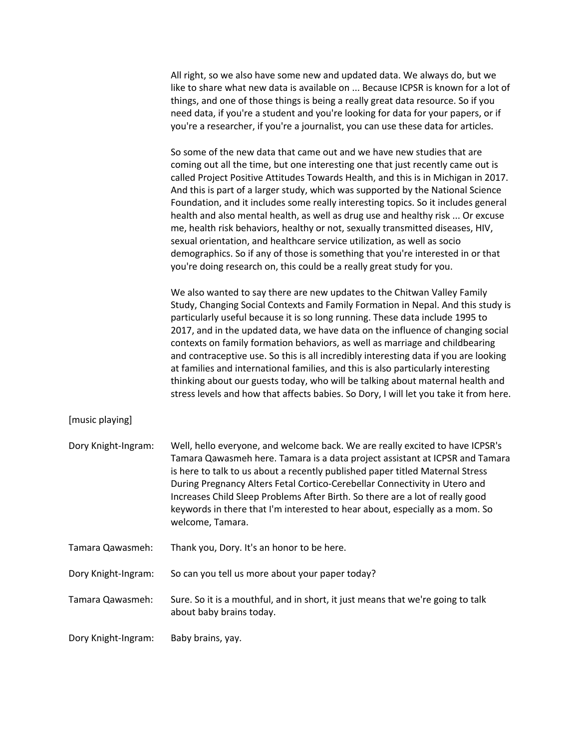All right, so we also have some new and updated data. We always do, but we like to share what new data is available on ... Because ICPSR is known for a lot of things, and one of those things is being a really great data resource. So if you need data, if you're a student and you're looking for data for your papers, or if you're a researcher, if you're a journalist, you can use these data for articles.

So some of the new data that came out and we have new studies that are coming out all the time, but one interesting one that just recently came out is called Project Positive Attitudes Towards Health, and this is in Michigan in 2017. And this is part of a larger study, which was supported by the National Science Foundation, and it includes some really interesting topics. So it includes general health and also mental health, as well as drug use and healthy risk ... Or excuse me, health risk behaviors, healthy or not, sexually transmitted diseases, HIV, sexual orientation, and healthcare service utilization, as well as socio demographics. So if any of those is something that you're interested in or that you're doing research on, this could be a really great study for you.

We also wanted to say there are new updates to the Chitwan Valley Family Study, Changing Social Contexts and Family Formation in Nepal. And this study is particularly useful because it is so long running. These data include 1995 to 2017, and in the updated data, we have data on the influence of changing social contexts on family formation behaviors, as well as marriage and childbearing and contraceptive use. So this is all incredibly interesting data if you are looking at families and international families, and this is also particularly interesting thinking about our guests today, who will be talking about maternal health and stress levels and how that affects babies. So Dory, I will let you take it from here.

[music playing]

**Dory Knight-Ingram:** Well, hello everyone, and welcome back. We are really excited to have ICPSR's Tamara Qawasmeh here. Tamara is a data project assistant at ICPSR and Tamara is here to talk to us about a recently published paper titled Maternal Stress During Pregnancy Alters Fetal Cortico-Cerebellar Connectivity in Utero and Increases Child Sleep Problems After Birth. So there are a lot of really good keywords in there that I'm interested to hear about, especially as a mom. So welcome, Tamara.

**Tamara Qawasmeh:** Thank you, Dory. It's an honor to be here.

**Dory Knight-Ingram:** So can you tell us more about your paper today?

**Tamara Qawasmeh:** Sure. So it is a mouthful, and in short, it just means that we're going to talk about baby brains today.

**Dory Knight-Ingram:** Baby brains, yay.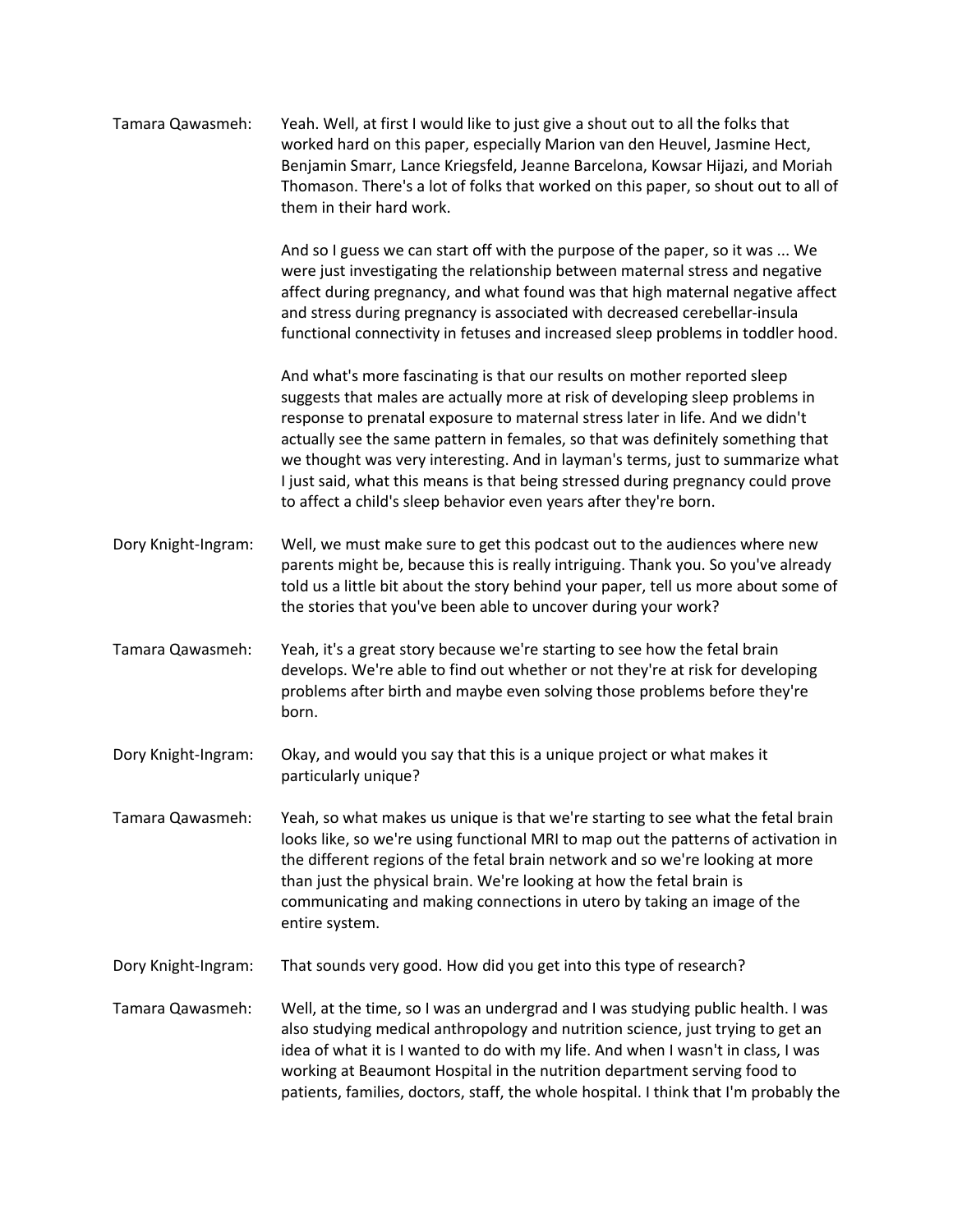**Tamara Qawasmeh:** Yeah. Well, at first I would like to just give a shout out to all the folks that worked hard on this paper, especially Marion van den Heuvel, Jasmine Hect, Benjamin Smarr, Lance Kriegsfeld, Jeanne Barcelona, Kowsar Hijazi, and Moriah Thomason. There's a lot of folks that worked on this paper, so shout out to all of them in their hard work.

And so I guess we can start off with the purpose of the paper, so it was ... We were just investigating the relationship between maternal stress and negative affect during pregnancy, and what found was that high maternal negative affect and stress during pregnancy is associated with decreased cerebellar-insula functional connectivity in fetuses and increased sleep problems in toddler hood.

And what's more fascinating is that our results on mother reported sleep suggests that males are actually more at risk of developing sleep problems in response to prenatal exposure to maternal stress later in life. And we didn't actually see the same pattern in females, so that was definitely something that we thought was very interesting. And in layman's terms, just to summarize what I just said, what this means is that being stressed during pregnancy could prove to affect a child's sleep behavior even years after they're born.

**Dory Knight-Ingram:** Well, we must make sure to get this podcast out to the audiences where new parents might be, because this is really intriguing. Thank you. So you've already told us a little bit about the story behind your paper, tell us more about some of the stories that you've been able to uncover during your work?

**Tamara Qawasmeh:** Yeah, it's a great story because we're starting to see how the fetal brain develops. We're able to find out whether or not they're at risk for developing problems after birth and maybe even solving those problems before they're born.

**Dory Knight-Ingram:** Okay, and would you say that this is a unique project or what makes it particularly unique?

**Tamara Qawasmeh:** Yeah, so what makes us unique is that we're starting to see what the fetal brain looks like, so we're using functional MRI to map out the patterns of activation in the different regions of the fetal brain network and so we're looking at more than just the physical brain. We're looking at how the fetal brain is communicating and making connections in utero by taking an image of the entire system.

**Dory Knight-Ingram:** That sounds very good. How did you get into this type of research?

**Tamara Qawasmeh:** Well, at the time, so I was an undergrad and I was studying public health. I was also studying medical anthropology and nutrition science, just trying to get an idea of what it is I wanted to do with my life. And when I wasn't in class, I was working at Beaumont Hospital in the nutrition department serving food to patients, families, doctors, staff, the whole hospital. I think that I'm probably the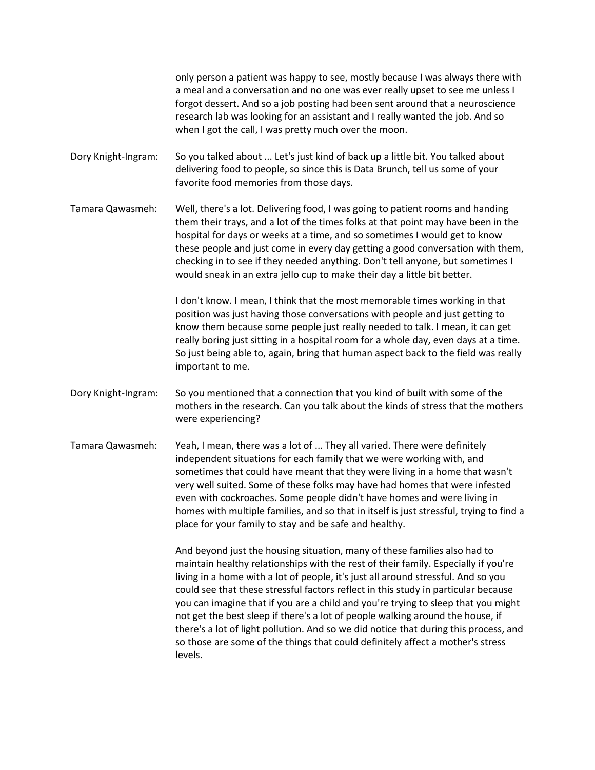only person a patient was happy to see, mostly because I was always there with a meal and a conversation and no one was ever really upset to see me unless I forgot dessert. And so a job posting had been sent around that a neuroscience research lab was looking for an assistant and I really wanted the job. And so when I got the call, I was pretty much over the moon.

**Dory Knight-Ingram:** So you talked about ... Let's just kind of back up a little bit. You talked about delivering food to people, so since this is Data Brunch, tell us some of your favorite food memories from those days.

**Tamara Qawasmeh:** Well, there's a lot. Delivering food, I was going to patient rooms and handing them their trays, and a lot of the times folks at that point may have been in the hospital for days or weeks at a time, and so sometimes I would get to know these people and just come in every day getting a good conversation with them, checking in to see if they needed anything. Don't tell anyone, but sometimes I would sneak in an extra jello cup to make their day a little bit better.

I don't know. I mean, I think that the most memorable times working in that position was just having those conversations with people and just getting to know them because some people just really needed to talk. I mean, it can get really boring just sitting in a hospital room for a whole day, even days at a time. So just being able to, again, bring that human aspect back to the field was really important to me.

**Dory Knight-Ingram:** So you mentioned that a connection that you kind of built with some of the mothers in the research. Can you talk about the kinds of stress that the mothers were experiencing?

**Tamara Qawasmeh:** Yeah, I mean, there was a lot of ... They all varied. There were definitely independent situations for each family that we were working with, and sometimes that could have meant that they were living in a home that wasn't very well suited. Some of these folks may have had homes that were infested even with cockroaches. Some people didn't have homes and were living in homes with multiple families, and so that in itself is just stressful, trying to find a place for your family to stay and be safe and healthy.

And beyond just the housing situation, many of these families also had to maintain healthy relationships with the rest of their family. Especially if you're living in a home with a lot of people, it's just all around stressful. And so you could see that these stressful factors reflect in this study in particular because you can imagine that if you are a child and you're trying to sleep that you might not get the best sleep if there's a lot of people walking around the house, if there's a lot of light pollution. And so we did notice that during this process, and so those are some of the things that could definitely affect a mother's stress levels.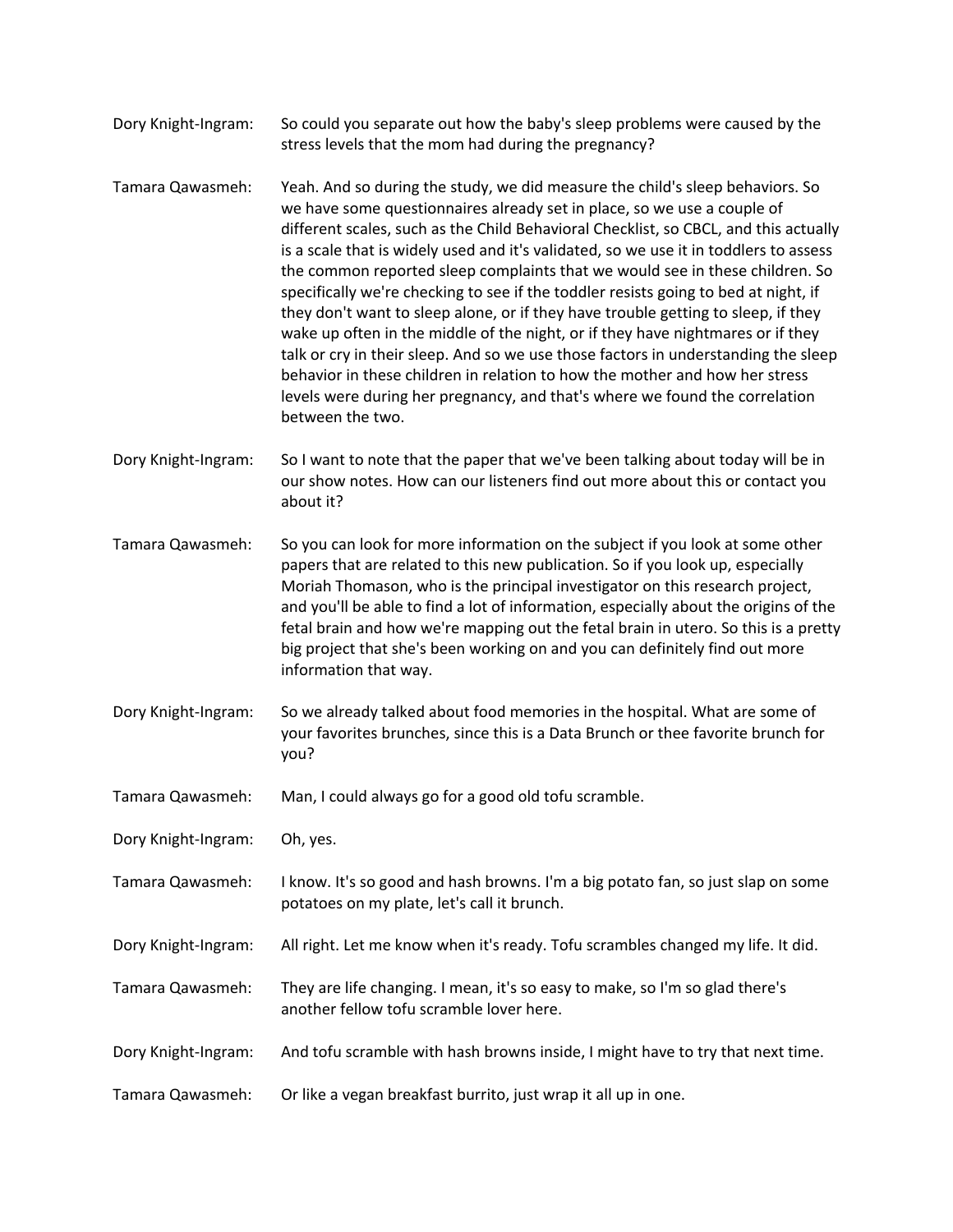Dory Knight-Ingram: So could you separate out how the baby's sleep problems were caused by the stress levels that the mom had during the pregnancy?

Tamara Qawasmeh: Yeah. And so during the study, we did measure the child's sleep behaviors. So we have some questionnaires already set in place, so we use a couple of different scales, such as the Child Behavioral Checklist, so CBCL, and this actually is a scale that is widely used and it's validated, so we use it in toddlers to assess the common reported sleep complaints that we would see in these children. So specifically we're checking to see if the toddler resists going to bed at night, if they don't want to sleep alone, or if they have trouble getting to sleep, if they wake up often in the middle of the night, or if they have nightmares or if they talk or cry in their sleep. And so we use those factors in understanding the sleep behavior in these children in relation to how the mother and how her stress levels were during her pregnancy, and that's where we found the correlation between the two.

Dory Knight-Ingram: So I want to note that the paper that we've been talking about today will be in our show notes. How can our listeners find out more about this or contact you about it?

Tamara Qawasmeh: So you can look for more information on the subject if you look at some other papers that are related to this new publication. So if you look up, especially Moriah Thomason, who is the principal investigator on this research project, and you'll be able to find a lot of information, especially about the origins of the fetal brain and how we're mapping out the fetal brain in utero. So this is a pretty big project that she's been working on and you can definitely find out more information that way.

Dory Knight-Ingram: So we already talked about food memories in the hospital. What are some of your favorites brunches, since this is a Data Brunch or thee favorite brunch for you?

Tamara Qawasmeh: Man, I could always go for a good old tofu scramble.

Dory Knight-Ingram: Oh, yes.

Tamara Qawasmeh: I know. It's so good and hash browns. I'm a big potato fan, so just slap on some potatoes on my plate, let's call it brunch.

Dory Knight-Ingram: All right. Let me know when it's ready. Tofu scrambles changed my life. It did.

Tamara Qawasmeh: They are life changing. I mean, it's so easy to make, so I'm so glad there's another fellow tofu scramble lover here.

Dory Knight-Ingram: And tofu scramble with hash browns inside, I might have to try that next time.

Tamara Qawasmeh: Or like a vegan breakfast burrito, just wrap it all up in one.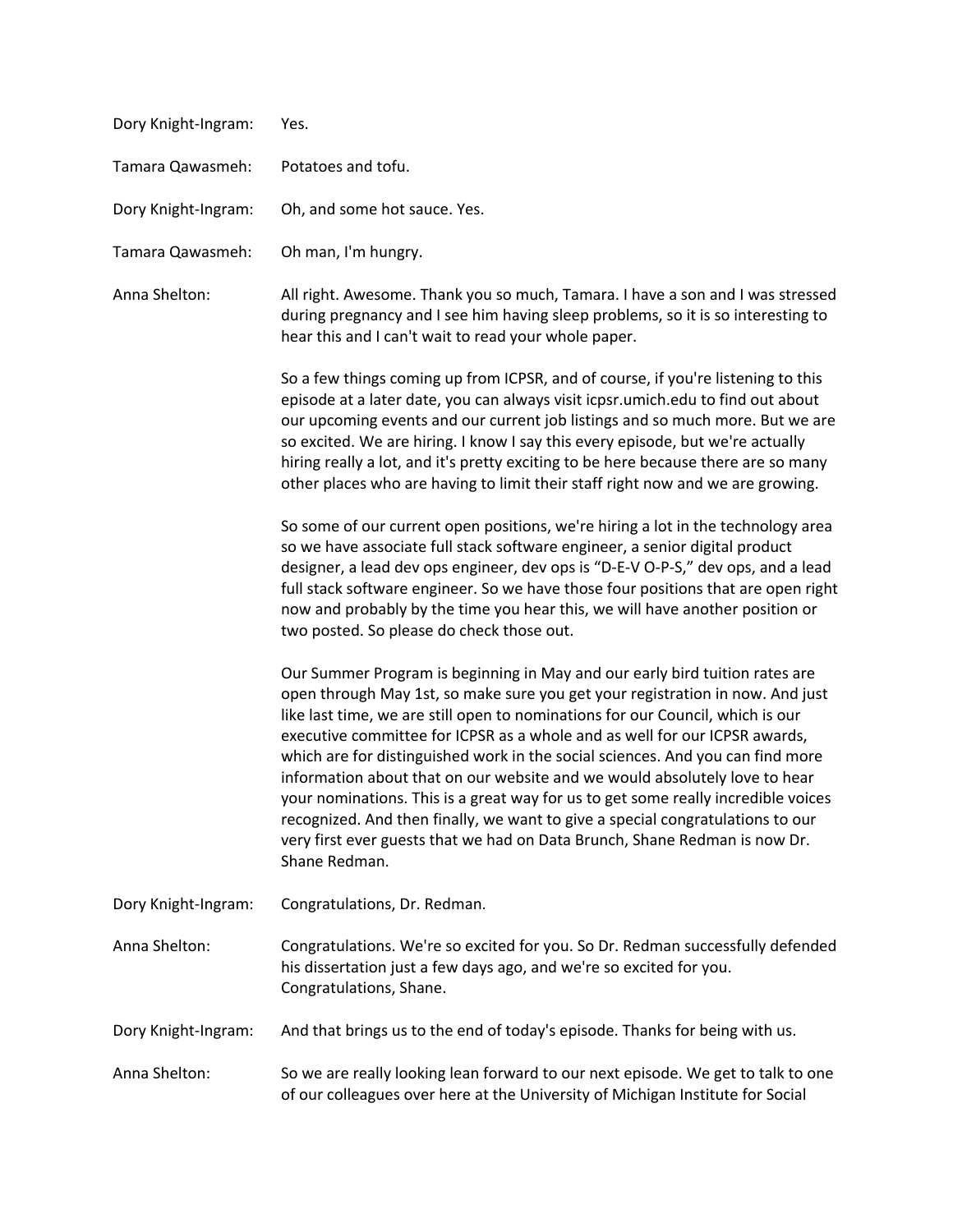Dory Knight-Ingram: Yes.

Tamara Qawasmeh: Potatoes and tofu.

Dory Knight-Ingram: Oh, and some hot sauce. Yes.

Tamara Qawasmeh: Oh man, I'm hungry.

Anna Shelton: All right. Awesome. Thank you so much, Tamara. I have a son and I was stressed during pregnancy and I see him having sleep problems, so it is so interesting to hear this and I can't wait to read your whole paper.

So a few things coming up from ICPSR, and of course, if you're listening to this episode at a later date, you can always visit icpsr.umich.edu to find out about our upcoming events and our current job listings and so much more. But we are so excited. We are hiring. I know I say this every episode, but we're actually hiring really a lot, and it's pretty exciting to be here because there are so many other places who are having to limit their staff right now and we are growing.

So some of our current open positions, we're hiring a lot in the technology area so we have associate full stack software engineer, a senior digital product designer, a lead dev ops engineer, dev ops is "D-E-V O-P-S," dev ops, and a lead full stack software engineer. So we have those four positions that are open right now and probably by the time you hear this, we will have another position or two posted. So please do check those out.

Our Summer Program is beginning in May and our early bird tuition rates are open through May 1st, so make sure you get your registration in now. And just like last time, we are still open to nominations for our Council, which is our executive committee for ICPSR as a whole and as well for our ICPSR awards, which are for distinguished work in the social sciences. And you can find more information about that on our website and we would absolutely love to hear your nominations. This is a great way for us to get some really incredible voices recognized. And then finally, we want to give a special congratulations to our very first ever guests that we had on Data Brunch, Shane Redman is now Dr. Shane Redman.

Dory Knight-Ingram: Congratulations, Dr. Redman.

Anna Shelton: Congratulations. We're so excited for you. So Dr. Redman successfully defended his dissertation just a few days ago, and we're so excited for you. Congratulations, Shane.

Dory Knight-Ingram: And that brings us to the end of today's episode. Thanks for being with us.

Anna Shelton: So we are really looking lean forward to our next episode. We get to talk to one of our colleagues over here at the University of Michigan Institute for Social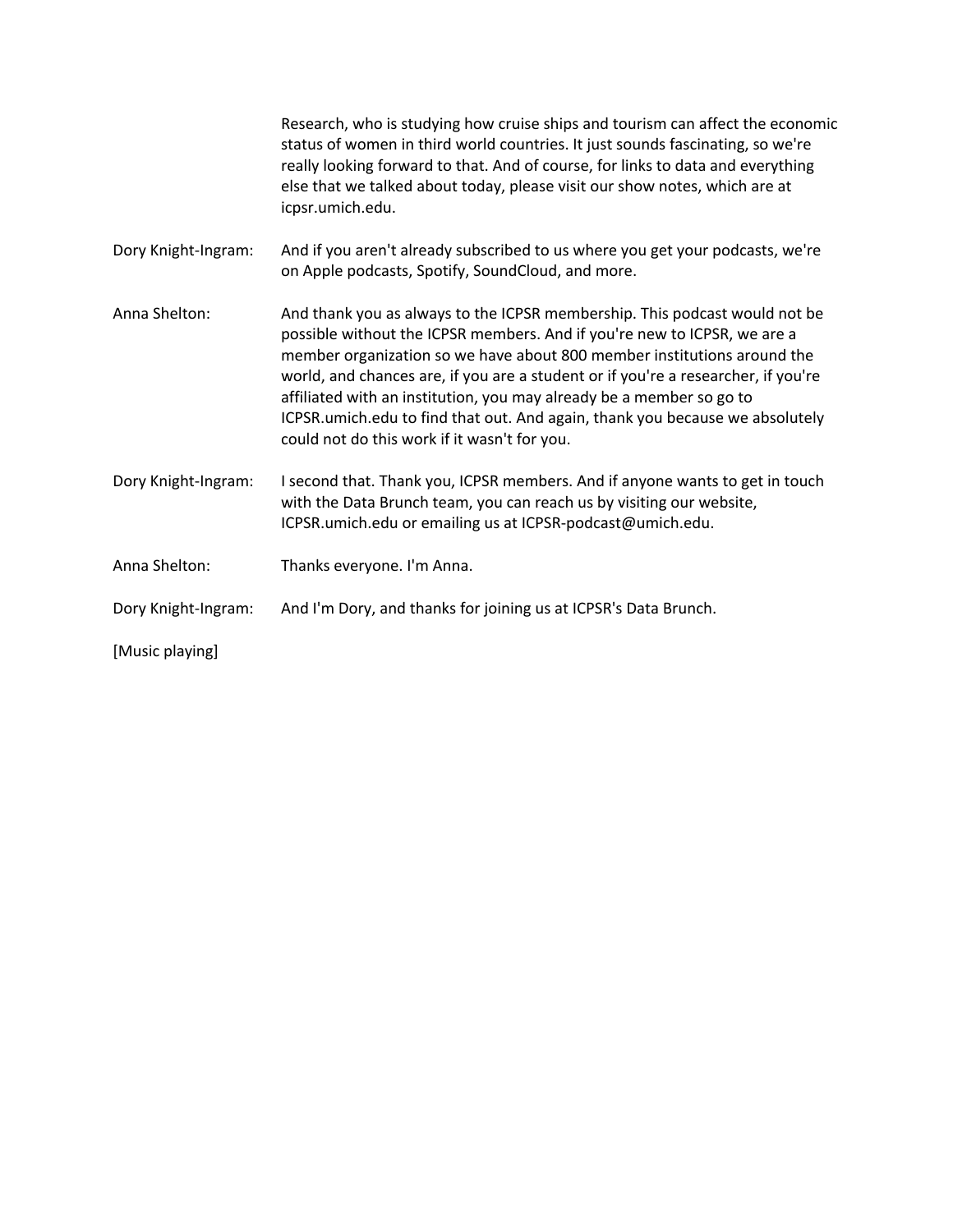Research, who is studying how cruise ships and tourism can affect the economic status of women in third world countries. It just sounds fascinating, so we're really looking forward to that. And of course, for links to data and everything else that we talked about today, please visit our show notes, which are at icpsr.umich.edu.

Dory Knight-Ingram: And if you aren't already subscribed to us where you get your podcasts, we're on Apple podcasts, Spotify, SoundCloud, and more.

Anna Shelton: And thank you as always to the ICPSR membership. This podcast would not be possible without the ICPSR members. And if you're new to ICPSR, we are a member organization so we have about 800 member institutions around the world, and chances are, if you are a student or if you're a researcher, if you're affiliated with an institution, you may already be a member so go to ICPSR.umich.edu to find that out. And again, thank you because we absolutely could not do this work if it wasn't for you.

Dory Knight-Ingram: I second that. Thank you, ICPSR members. And if anyone wants to get in touch with the Data Brunch team, you can reach us by visiting our website, ICPSR.umich.edu or emailing us at ICPSR-podcast@umich.edu.

Anna Shelton: Thanks everyone. I'm Anna.

Dory Knight-Ingram: And I'm Dory, and thanks for joining us at ICPSR's Data Brunch.

[Music playing]